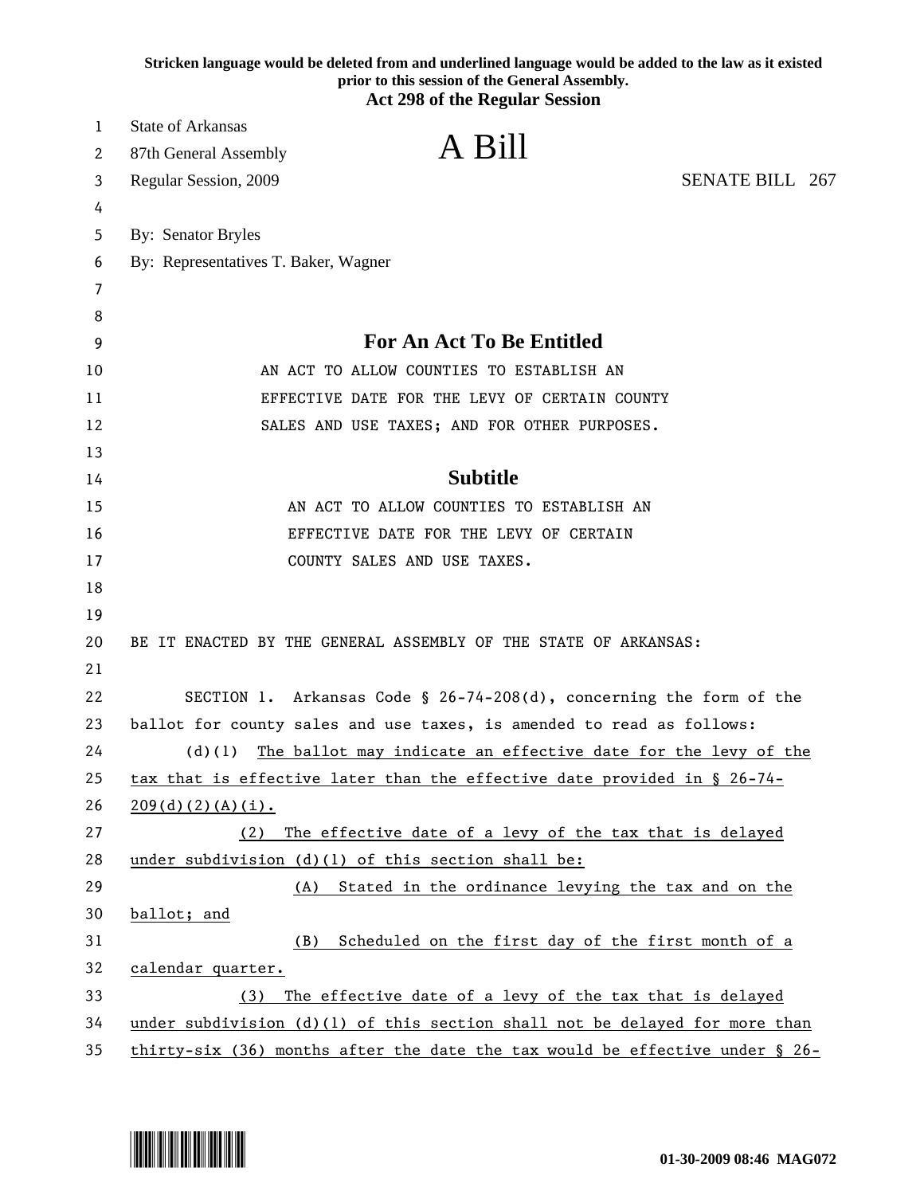Stricken language would be deleted from and underlined language would be added to the law as it existed prior to this session of the General Assembly.

**Act 298 of the Regular Session**

State of Arkansas
87th General Assembly
Regular Session, 2009

# A Bill

SENATE BILL 267

By: Senator Bryles
By: Representatives T. Baker, Wagner

## For An Act To Be Entitled

AN ACT TO ALLOW COUNTIES TO ESTABLISH AN EFFECTIVE DATE FOR THE LEVY OF CERTAIN COUNTY SALES AND USE TAXES; AND FOR OTHER PURPOSES.

## Subtitle

AN ACT TO ALLOW COUNTIES TO ESTABLISH AN EFFECTIVE DATE FOR THE LEVY OF CERTAIN COUNTY SALES AND USE TAXES.

BE IT ENACTED BY THE GENERAL ASSEMBLY OF THE STATE OF ARKANSAS:

SECTION 1. Arkansas Code § 26-74-208(d), concerning the form of the ballot for county sales and use taxes, is amended to read as follows:

(d)(1) The ballot may indicate an effective date for the levy of the tax that is effective later than the effective date provided in § 26-74-209(d)(2)(A)(i).

(2) The effective date of a levy of the tax that is delayed under subdivision (d)(1) of this section shall be:

(A) Stated in the ordinance levying the tax and on the ballot; and

(B) Scheduled on the first day of the first month of a calendar quarter.

(3) The effective date of a levy of the tax that is delayed under subdivision (d)(1) of this section shall not be delayed for more than thirty-six (36) months after the date the tax would be effective under § 26-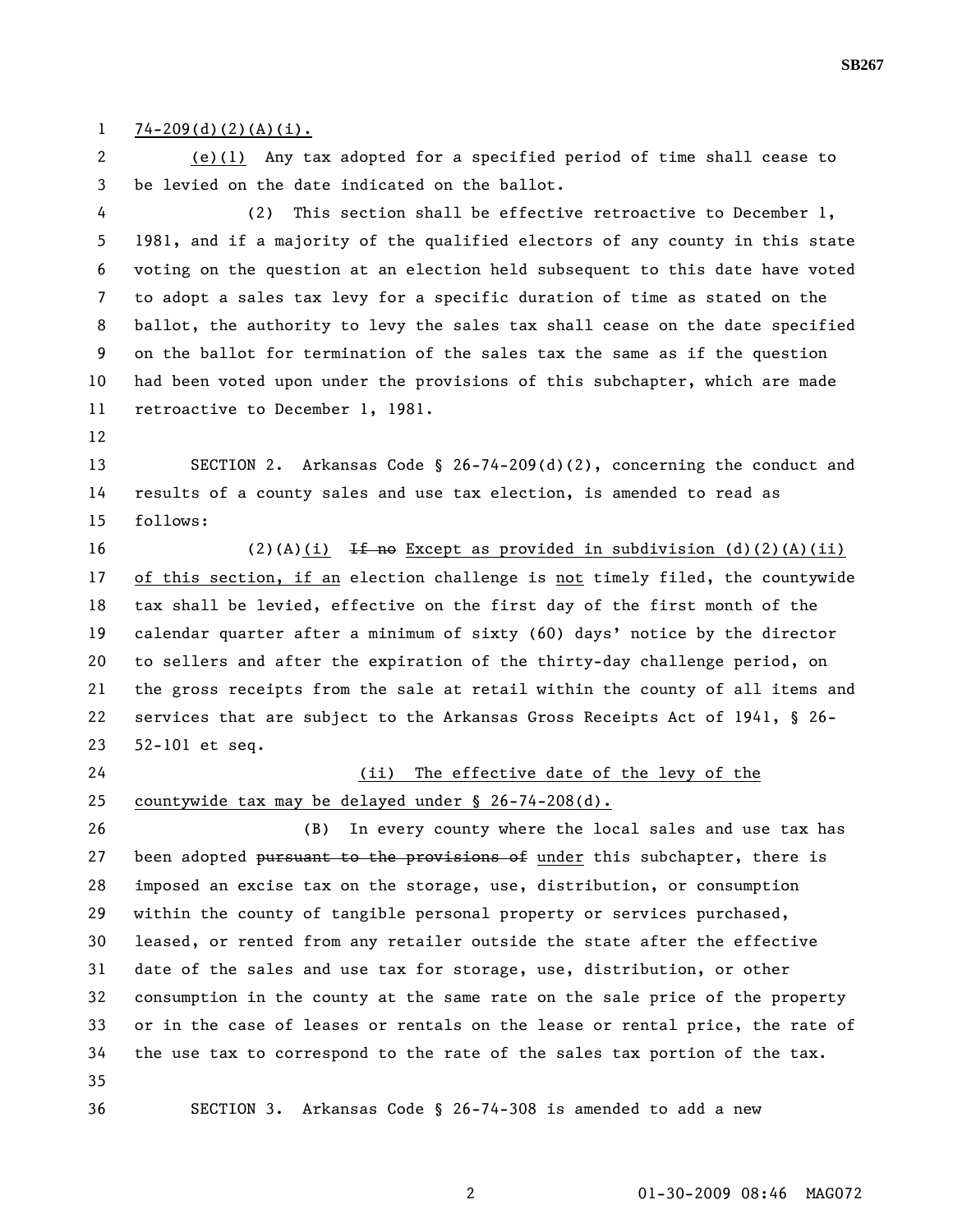74-209(d)(2)(A)(i).

(e)(1) Any tax adopted for a specified period of time shall cease to be levied on the date indicated on the ballot.

(2) This section shall be effective retroactive to December 1, 1981, and if a majority of the qualified electors of any county in this state voting on the question at an election held subsequent to this date have voted to adopt a sales tax levy for a specific duration of time as stated on the ballot, the authority to levy the sales tax shall cease on the date specified on the ballot for termination of the sales tax the same as if the question had been voted upon under the provisions of this subchapter, which are made retroactive to December 1, 1981.

SECTION 2. Arkansas Code § 26-74-209(d)(2), concerning the conduct and results of a county sales and use tax election, is amended to read as follows:

(2)(A)(i) ~~If no~~ Except as provided in subdivision (d)(2)(A)(ii) of this section, if an election challenge is not timely filed, the countywide tax shall be levied, effective on the first day of the first month of the calendar quarter after a minimum of sixty (60) days' notice by the director to sellers and after the expiration of the thirty-day challenge period, on the gross receipts from the sale at retail within the county of all items and services that are subject to the Arkansas Gross Receipts Act of 1941, § 26-52-101 et seq.

(ii) The effective date of the levy of the countywide tax may be delayed under § 26-74-208(d).

(B) In every county where the local sales and use tax has been adopted ~~pursuant to the provisions of~~ under this subchapter, there is imposed an excise tax on the storage, use, distribution, or consumption within the county of tangible personal property or services purchased, leased, or rented from any retailer outside the state after the effective date of the sales and use tax for storage, use, distribution, or other consumption in the county at the same rate on the sale price of the property or in the case of leases or rentals on the lease or rental price, the rate of the use tax to correspond to the rate of the sales tax portion of the tax.

SECTION 3. Arkansas Code § 26-74-308 is amended to add a new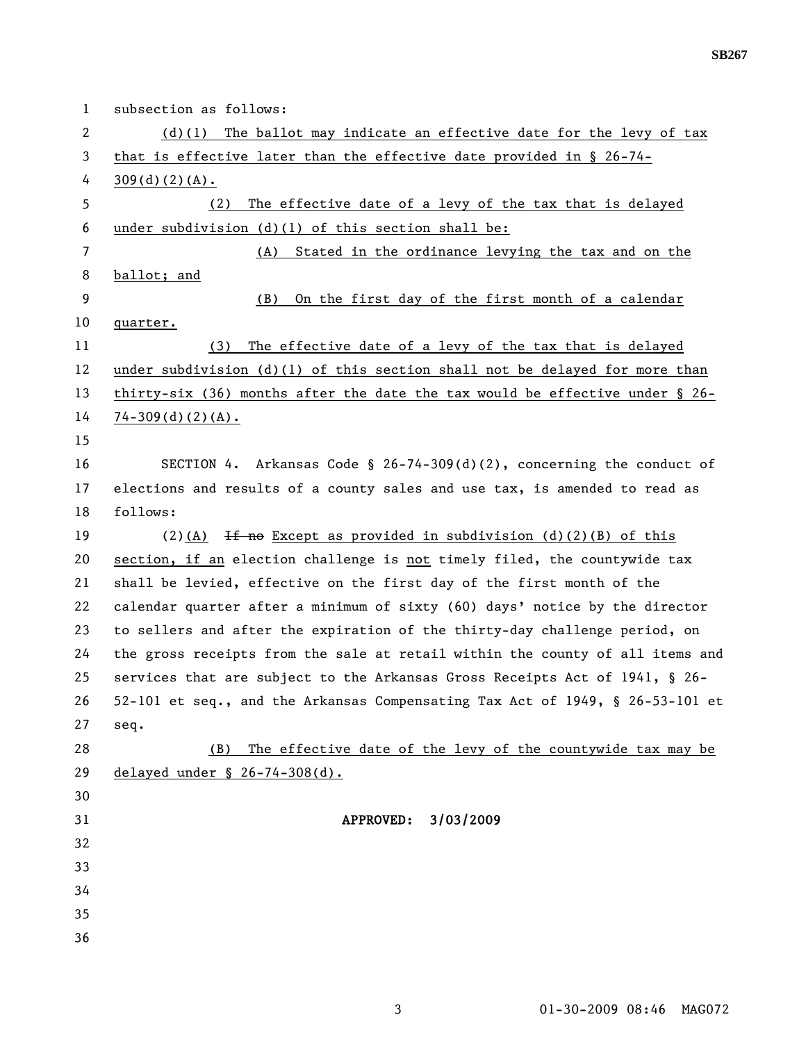subsection as follows:

(d)(1) The ballot may indicate an effective date for the levy of tax that is effective later than the effective date provided in § 26-74-309(d)(2)(A).

(2) The effective date of a levy of the tax that is delayed under subdivision (d)(1) of this section shall be:

(A) Stated in the ordinance levying the tax and on the ballot; and

(B) On the first day of the first month of a calendar quarter.

(3) The effective date of a levy of the tax that is delayed under subdivision (d)(1) of this section shall not be delayed for more than thirty-six (36) months after the date the tax would be effective under § 26-74-309(d)(2)(A).

SECTION 4. Arkansas Code § 26-74-309(d)(2), concerning the conduct of elections and results of a county sales and use tax, is amended to read as follows:

(2)(A) ~~If no~~ Except as provided in subdivision (d)(2)(B) of this section, if an election challenge is not timely filed, the countywide tax shall be levied, effective on the first day of the first month of the calendar quarter after a minimum of sixty (60) days' notice by the director to sellers and after the expiration of the thirty-day challenge period, on the gross receipts from the sale at retail within the county of all items and services that are subject to the Arkansas Gross Receipts Act of 1941, § 26-52-101 et seq., and the Arkansas Compensating Tax Act of 1949, § 26-53-101 et seq.

(B) The effective date of the levy of the countywide tax may be delayed under § 26-74-308(d).

**APPROVED: 3/03/2009**